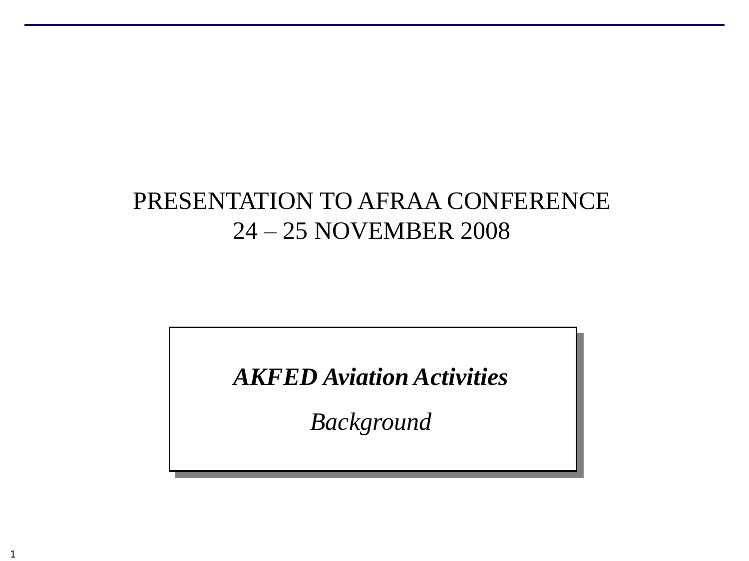# PRESENTATION TO AFRAA CONFERENCE
# 24 – 25 NOVEMBER 2008

***AKFED Aviation Activities***

*Background*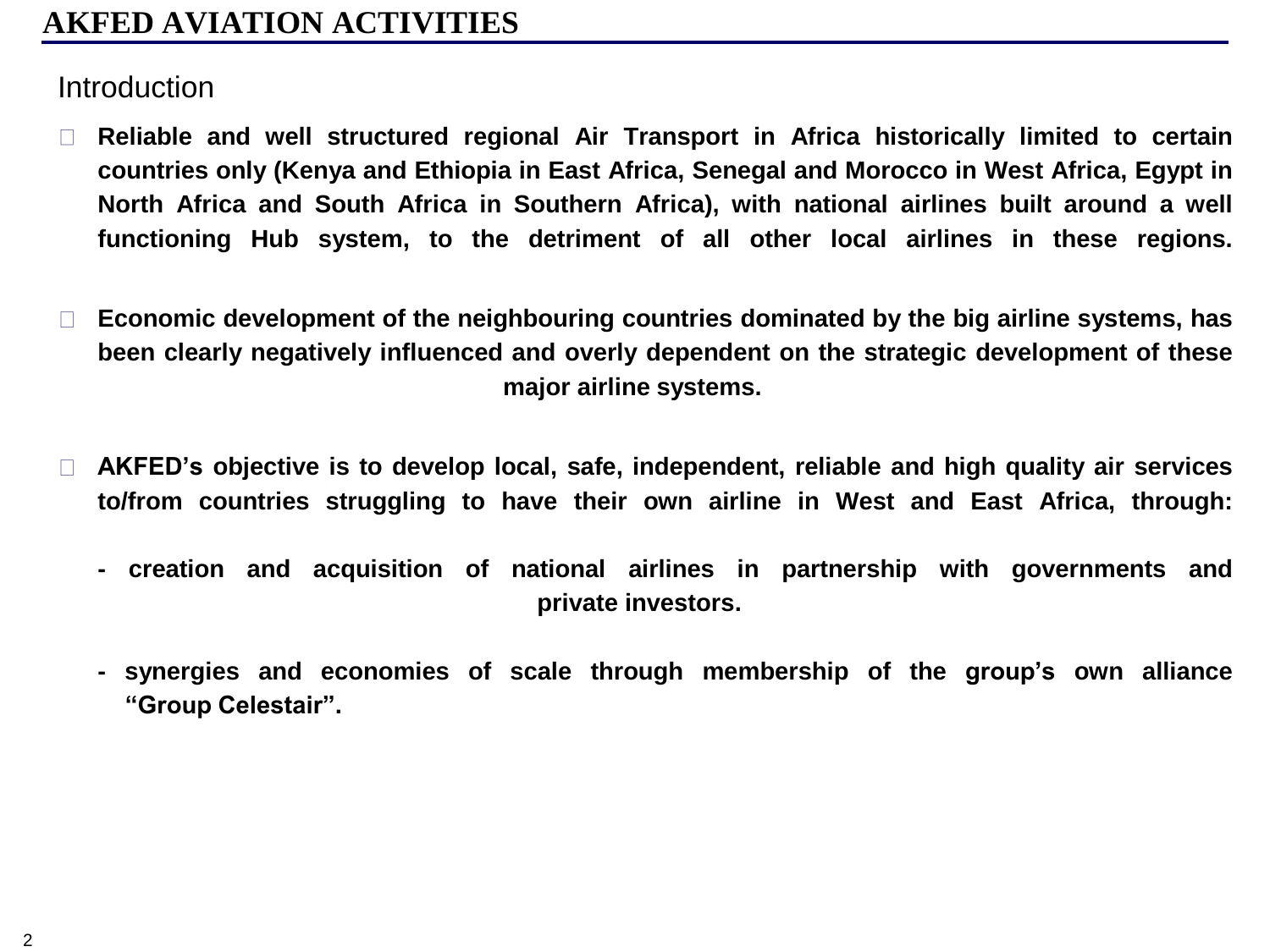# AKFED AVIATION ACTIVITIES

## Introduction

- **Reliable and well structured regional Air Transport in Africa historically limited to certain countries only (Kenya and Ethiopia in East Africa, Senegal and Morocco in West Africa, Egypt in North Africa and South Africa in Southern Africa), with national airlines built around a well functioning Hub system, to the detriment of all other local airlines in these regions.**

- **Economic development of the neighbouring countries dominated by the big airline systems, has been clearly negatively influenced and overly dependent on the strategic development of these major airline systems.**

- **AKFED's objective is to develop local, safe, independent, reliable and high quality air services to/from countries struggling to have their own airline in West and East Africa, through:**

  **- creation and acquisition of national airlines in partnership with governments and private investors.**

  **- synergies and economies of scale through membership of the group's own alliance "Group Celestair".**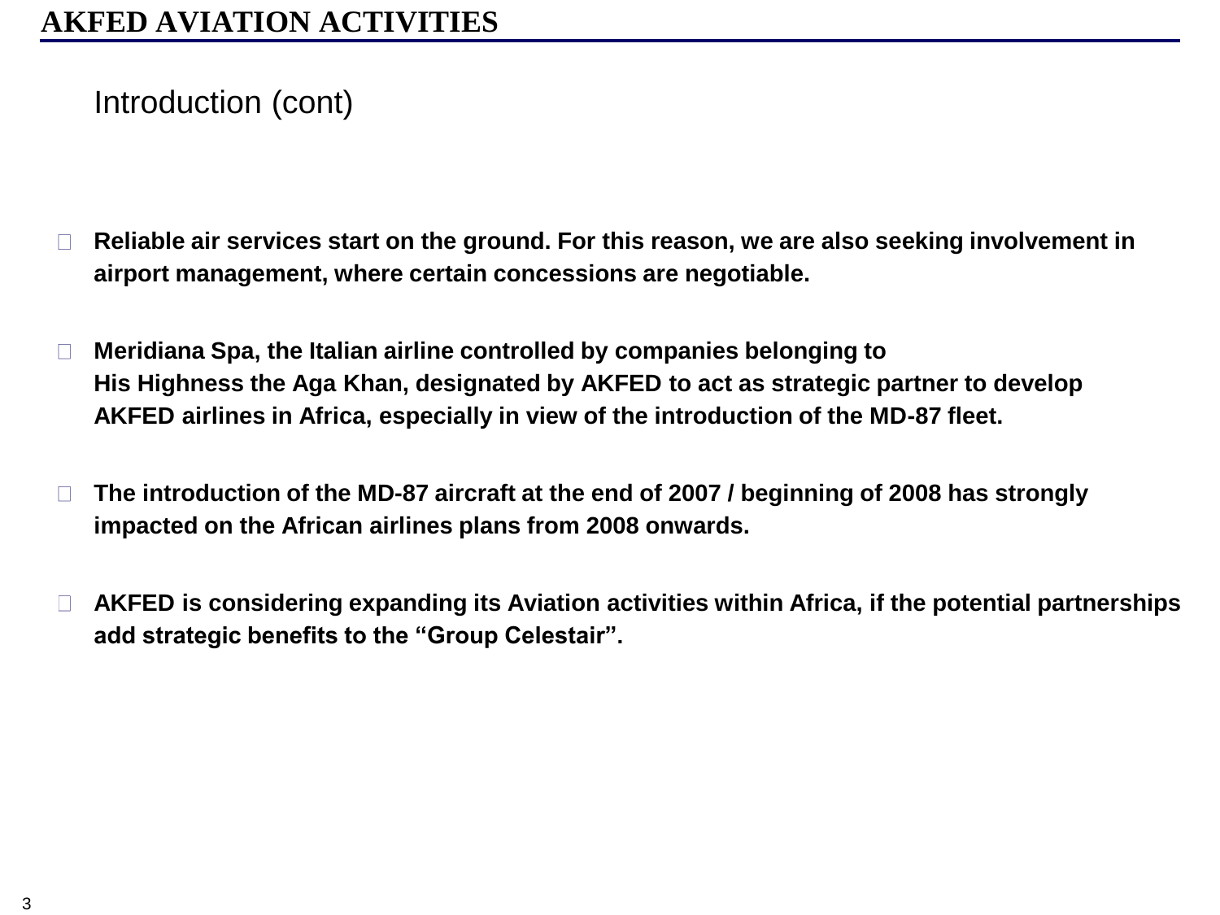# AKFED AVIATION ACTIVITIES

## Introduction (cont)

- **Reliable air services start on the ground. For this reason, we are also seeking involvement in airport management, where certain concessions are negotiable.**

- **Meridiana Spa, the Italian airline controlled by companies belonging to His Highness the Aga Khan, designated by AKFED to act as strategic partner to develop AKFED airlines in Africa, especially in view of the introduction of the MD-87 fleet.**

- **The introduction of the MD-87 aircraft at the end of 2007 / beginning of 2008 has strongly impacted on the African airlines plans from 2008 onwards.**

- **AKFED is considering expanding its Aviation activities within Africa, if the potential partnerships add strategic benefits to the "Group Celestair".**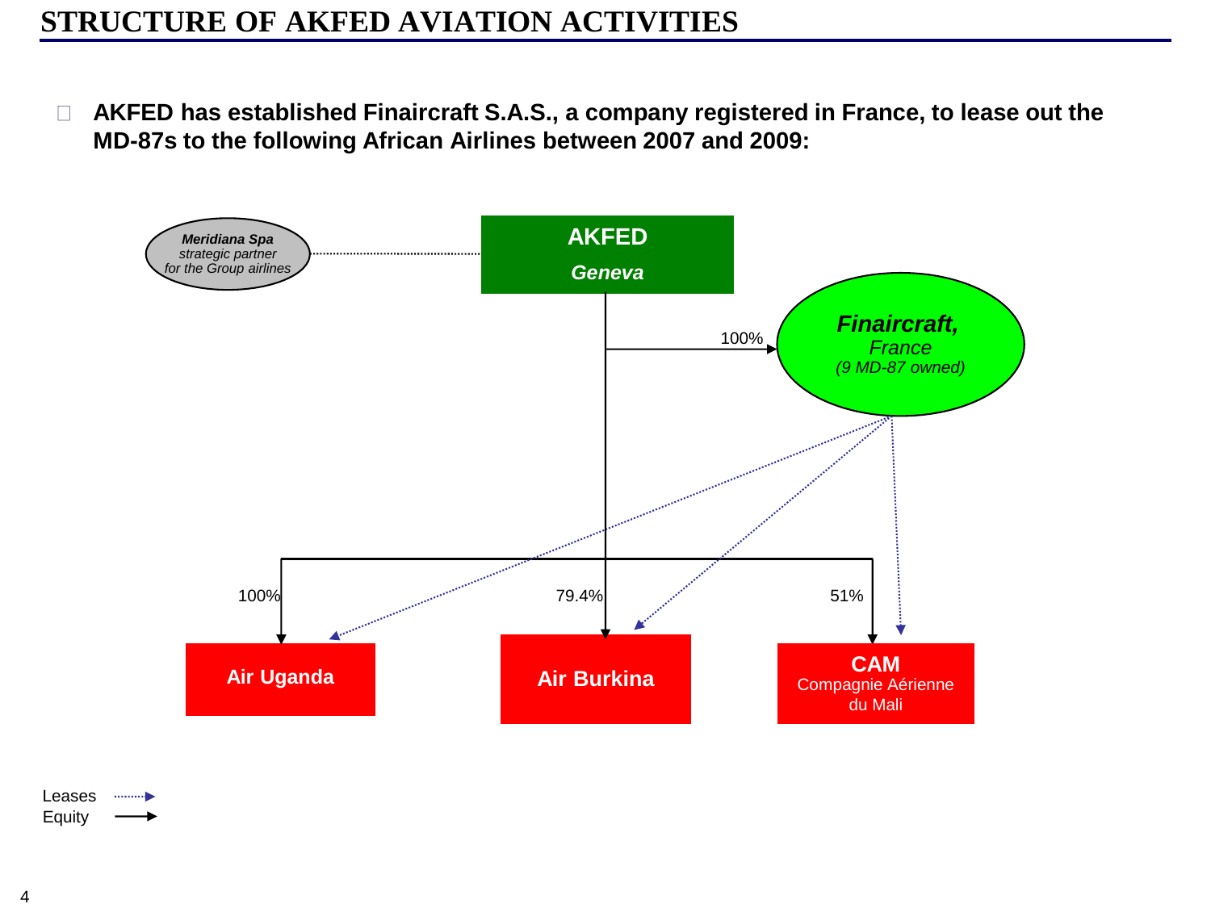# STRUCTURE OF AKFED AVIATION ACTIVITIES

- **AKFED has established Finaircraft S.A.S., a company registered in France, to lease out the MD-87s to the following African Airlines between 2007 and 2009:**

***Meridiana Spa*** *strategic partner for the Group airlines*

**AKFED** ***Geneva***

100%

***Finaircraft,*** *France* *(9 MD-87 owned)*

100% | 79.4% | 51%

**Air Uganda**

**Air Burkina**

**CAM** Compagnie Aérienne du Mali

Leases

Equity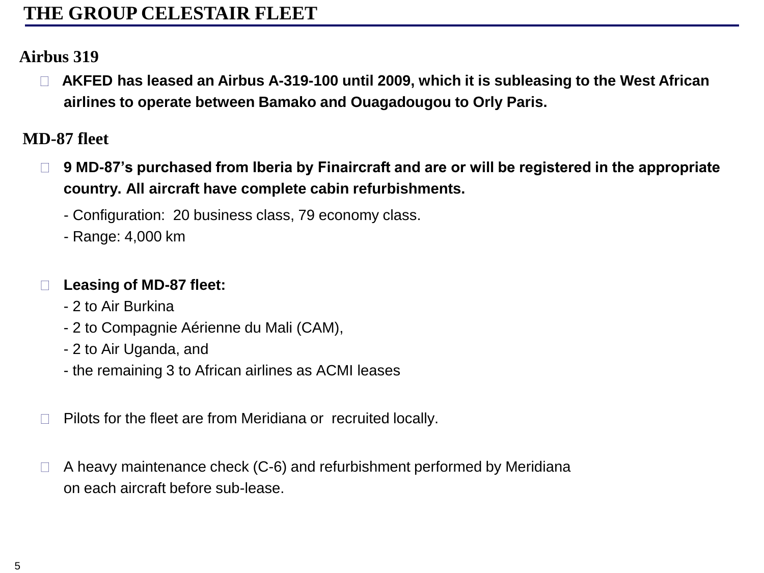# THE GROUP CELESTAIR FLEET

## Airbus 319

- **AKFED has leased an Airbus A-319-100 until 2009, which it is subleasing to the West African airlines to operate between Bamako and Ouagadougou to Orly Paris.**

## MD-87 fleet

- **9 MD-87's purchased from Iberia by Finaircraft and are or will be registered in the appropriate country. All aircraft have complete cabin refurbishments.**

  - Configuration: 20 business class, 79 economy class.
  - Range: 4,000 km

- **Leasing of MD-87 fleet:**
  - 2 to Air Burkina
  - 2 to Compagnie Aérienne du Mali (CAM),
  - 2 to Air Uganda, and
  - the remaining 3 to African airlines as ACMI leases

- Pilots for the fleet are from Meridiana or recruited locally.

- A heavy maintenance check (C-6) and refurbishment performed by Meridiana on each aircraft before sub-lease.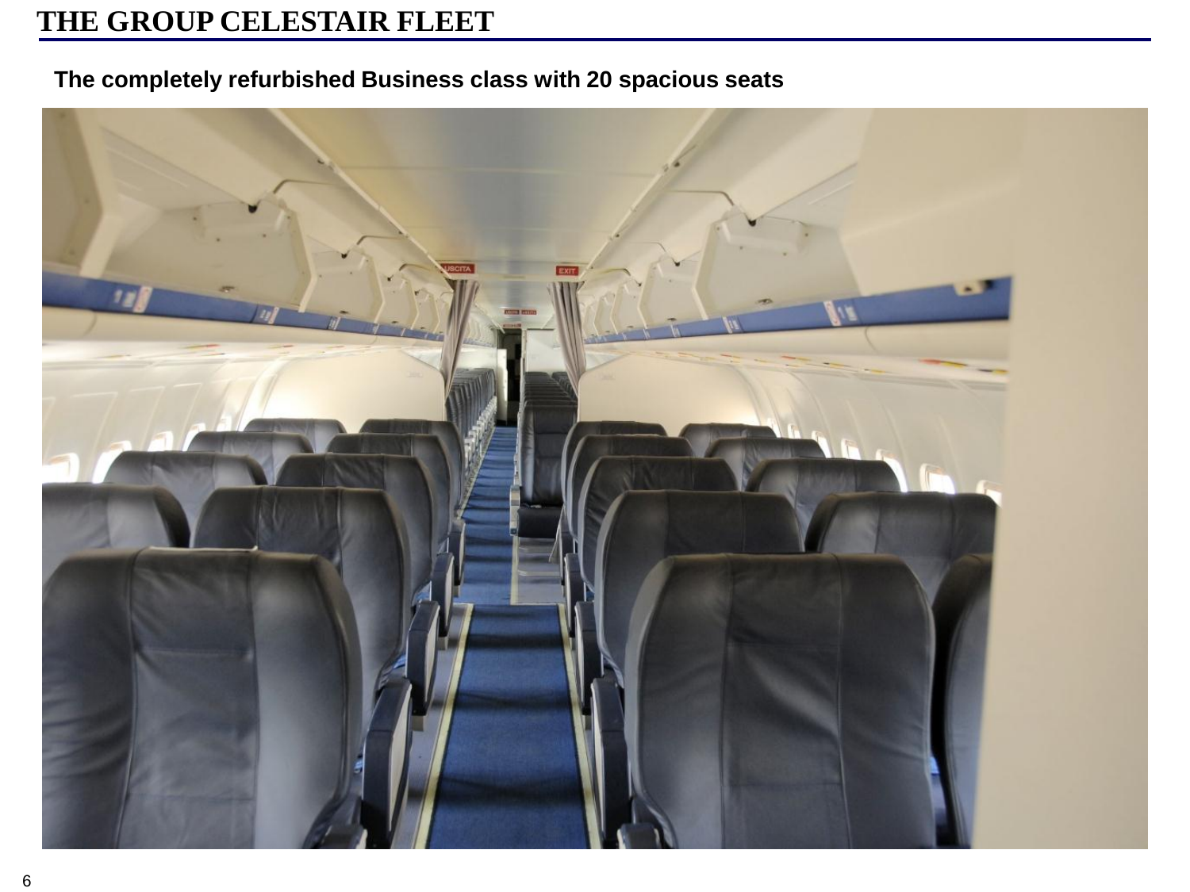# THE GROUP CELESTAIR FLEET

**The completely refurbished Business class with 20 spacious seats**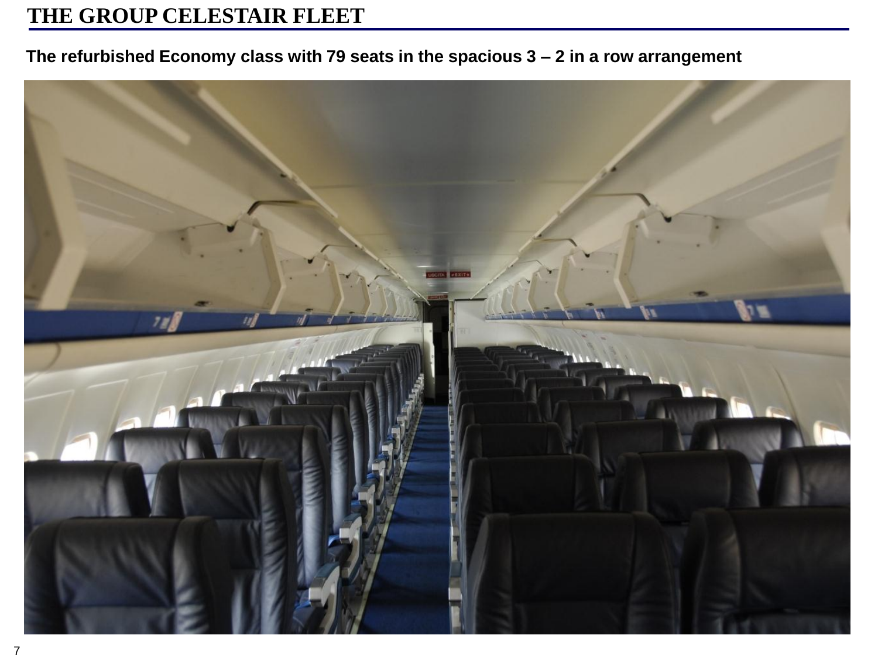# THE GROUP CELESTAIR FLEET

**The refurbished Economy class with 79 seats in the spacious 3 – 2 in a row arrangement**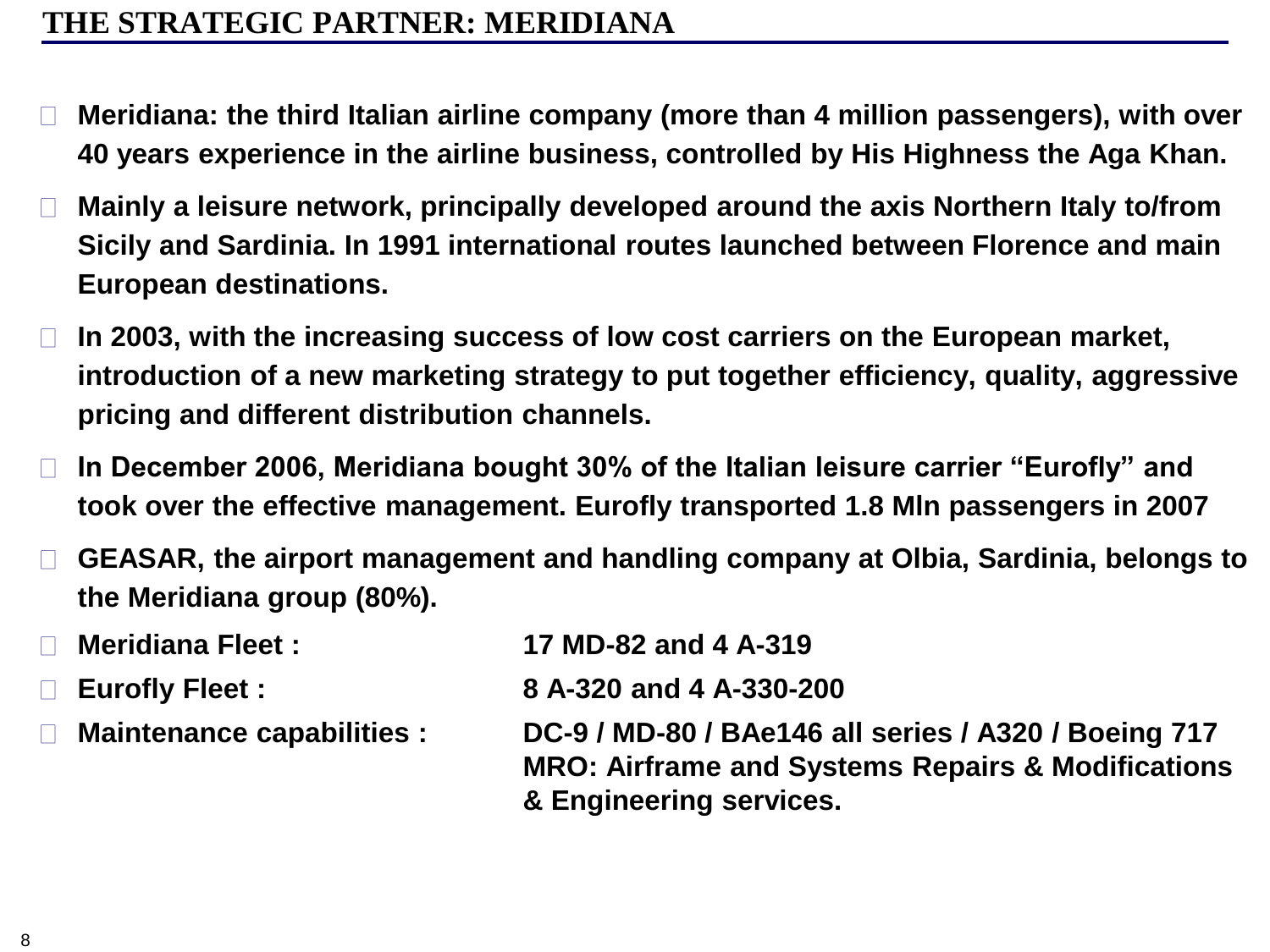# THE STRATEGIC PARTNER: MERIDIANA

- **Meridiana: the third Italian airline company (more than 4 million passengers), with over 40 years experience in the airline business, controlled by His Highness the Aga Khan.**
- **Mainly a leisure network, principally developed around the axis Northern Italy to/from Sicily and Sardinia. In 1991 international routes launched between Florence and main European destinations.**
- **In 2003, with the increasing success of low cost carriers on the European market, introduction of a new marketing strategy to put together efficiency, quality, aggressive pricing and different distribution channels.**
- **In December 2006, Meridiana bought 30% of the Italian leisure carrier "Eurofly" and took over the effective management. Eurofly transported 1.8 Mln passengers in 2007**
- **GEASAR, the airport management and handling company at Olbia, Sardinia, belongs to the Meridiana group (80%).**
- **Meridiana Fleet :** **17 MD-82 and 4 A-319**
- **Eurofly Fleet :** **8 A-320 and 4 A-330-200**
- **Maintenance capabilities :** **DC-9 / MD-80 / BAe146 all series / A320 / Boeing 717 MRO: Airframe and Systems Repairs & Modifications & Engineering services.**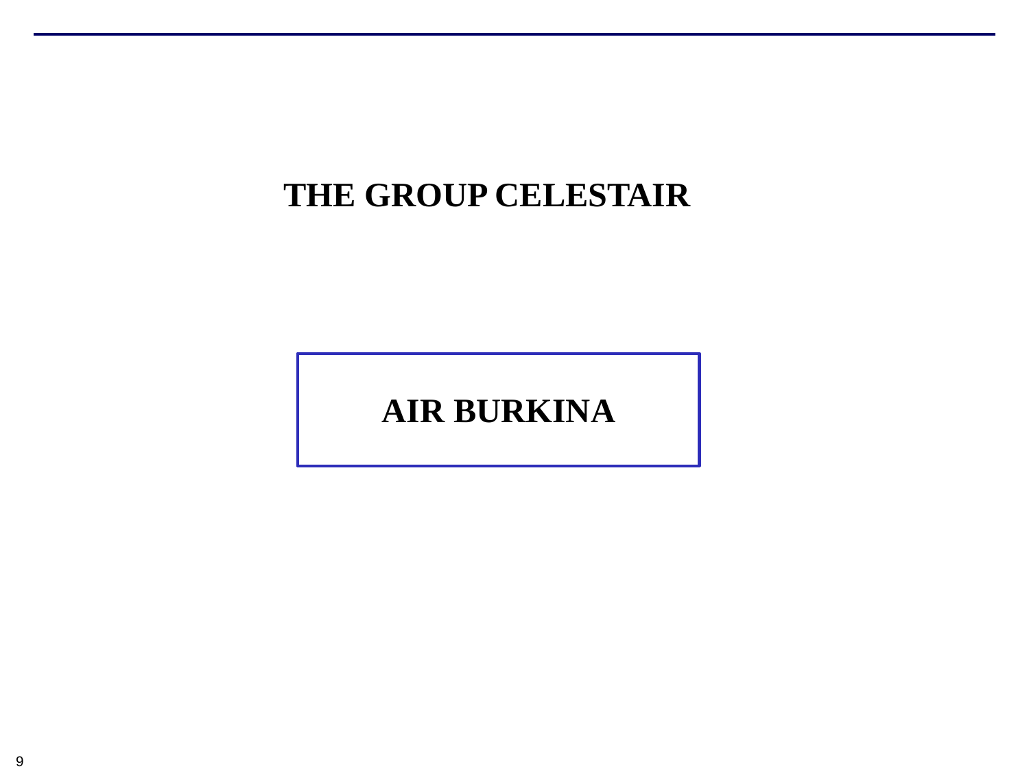# THE GROUP CELESTAIR

**AIR BURKINA**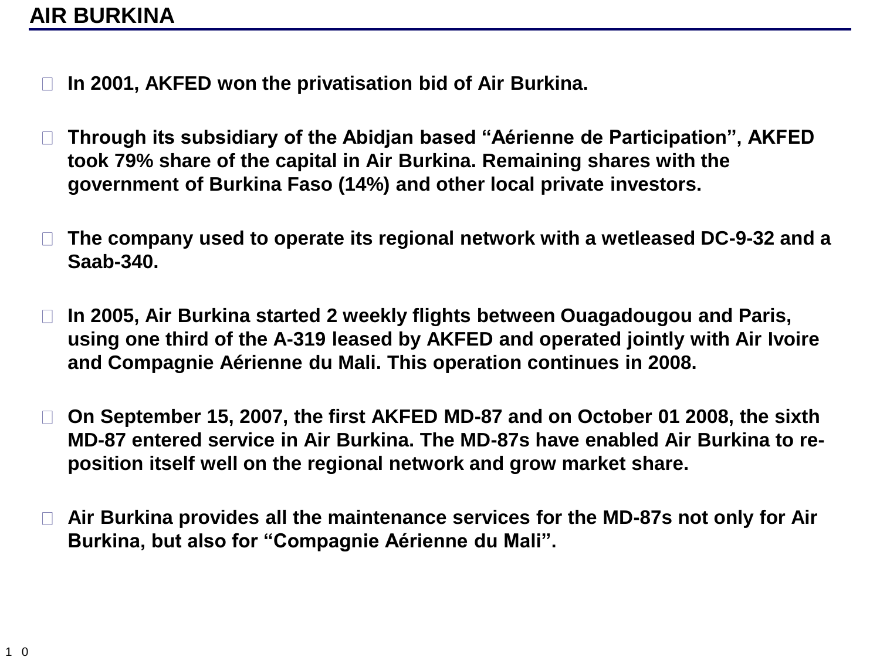# AIR BURKINA

- In 2001, AKFED won the privatisation bid of Air Burkina.

- Through its subsidiary of the Abidjan based “Aérienne de Participation”, AKFED took 79% share of the capital in Air Burkina. Remaining shares with the government of Burkina Faso (14%) and other local private investors.

- The company used to operate its regional network with a wetleased DC-9-32 and a Saab-340.

- In 2005, Air Burkina started 2 weekly flights between Ouagadougou and Paris, using one third of the A-319 leased by AKFED and operated jointly with Air Ivoire and Compagnie Aérienne du Mali. This operation continues in 2008.

- On September 15, 2007, the first AKFED MD-87 and on October 01 2008, the sixth MD-87 entered service in Air Burkina. The MD-87s have enabled Air Burkina to re-position itself well on the regional network and grow market share.

- Air Burkina provides all the maintenance services for the MD-87s not only for Air Burkina, but also for “Compagnie Aérienne du Mali”.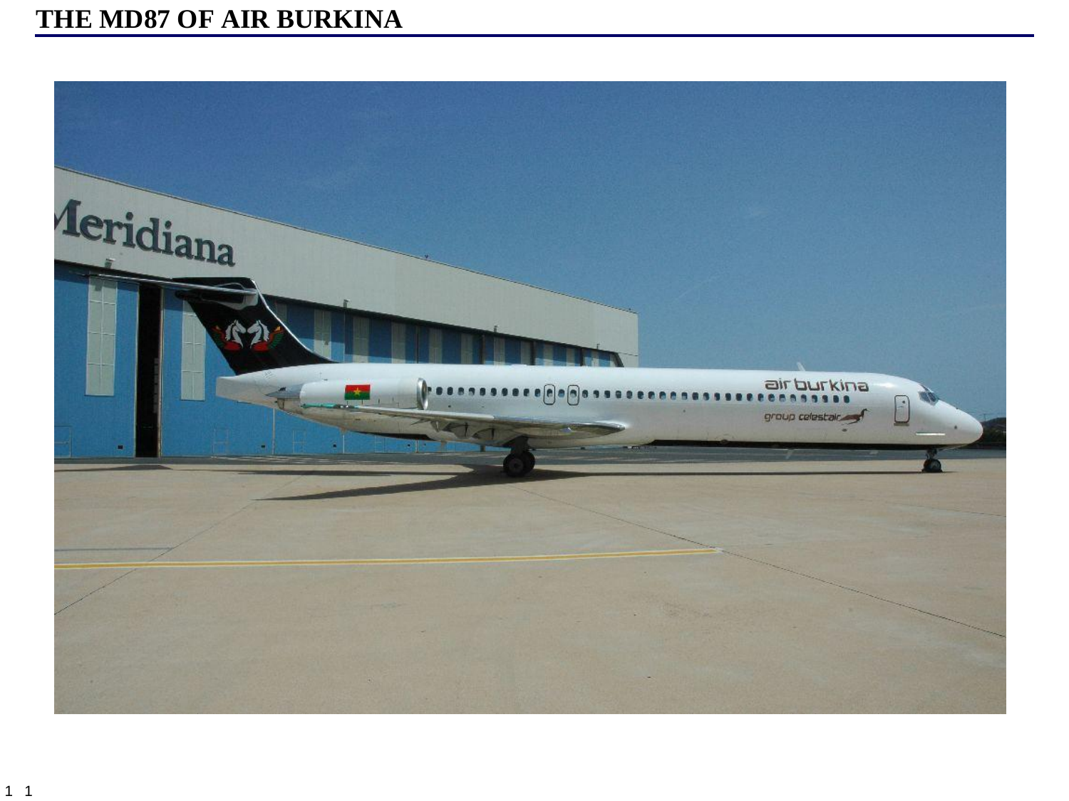# THE MD87 OF AIR BURKINA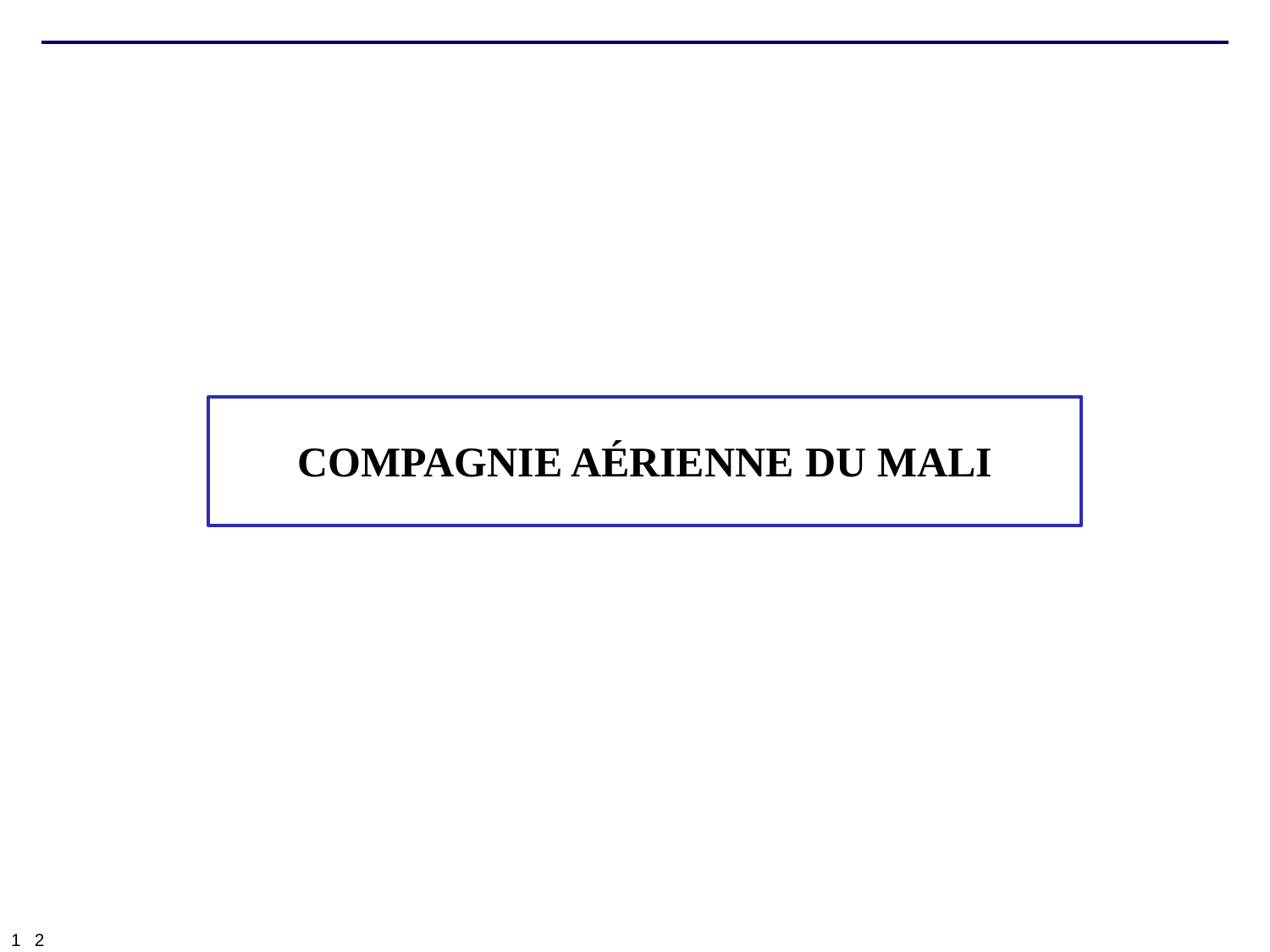# COMPAGNIE AÉRIENNE DU MALI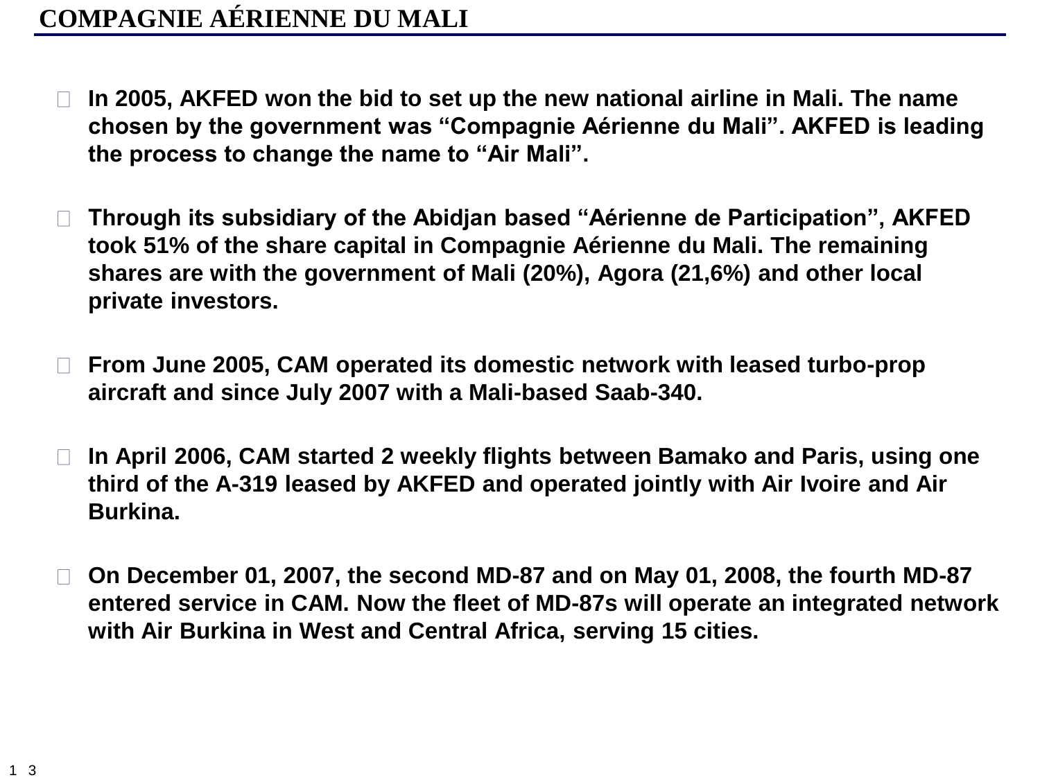# COMPAGNIE AÉRIENNE DU MALI

- **In 2005, AKFED won the bid to set up the new national airline in Mali. The name chosen by the government was "Compagnie Aérienne du Mali". AKFED is leading the process to change the name to "Air Mali".**

- **Through its subsidiary of the Abidjan based "Aérienne de Participation", AKFED took 51% of the share capital in Compagnie Aérienne du Mali. The remaining shares are with the government of Mali (20%), Agora (21,6%) and other local private investors.**

- **From June 2005, CAM operated its domestic network with leased turbo-prop aircraft and since July 2007 with a Mali-based Saab-340.**

- **In April 2006, CAM started 2 weekly flights between Bamako and Paris, using one third of the A-319 leased by AKFED and operated jointly with Air Ivoire and Air Burkina.**

- **On December 01, 2007, the second MD-87 and on May 01, 2008, the fourth MD-87 entered service in CAM. Now the fleet of MD-87s will operate an integrated network with Air Burkina in West and Central Africa, serving 15 cities.**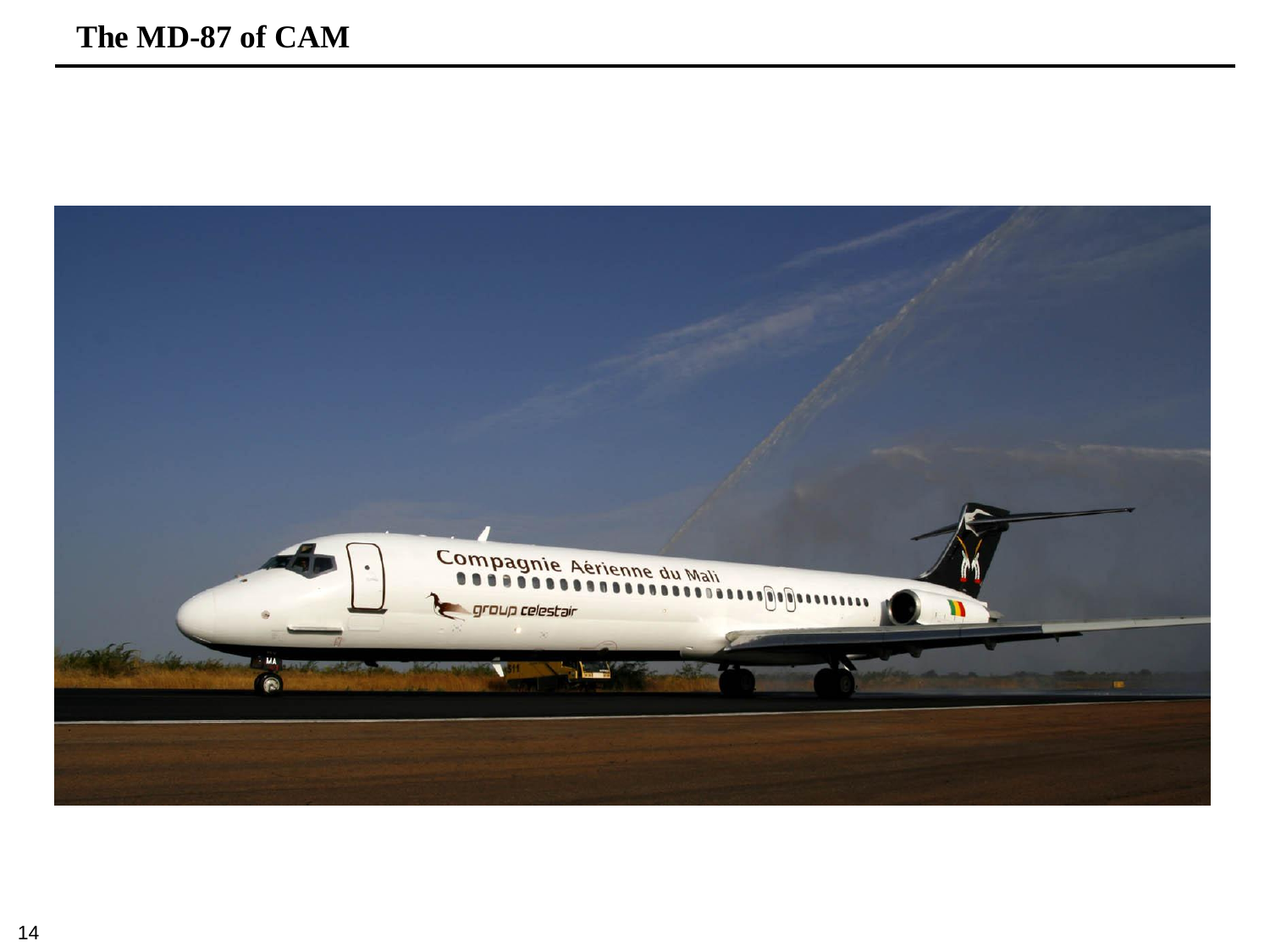# The MD-87 of CAM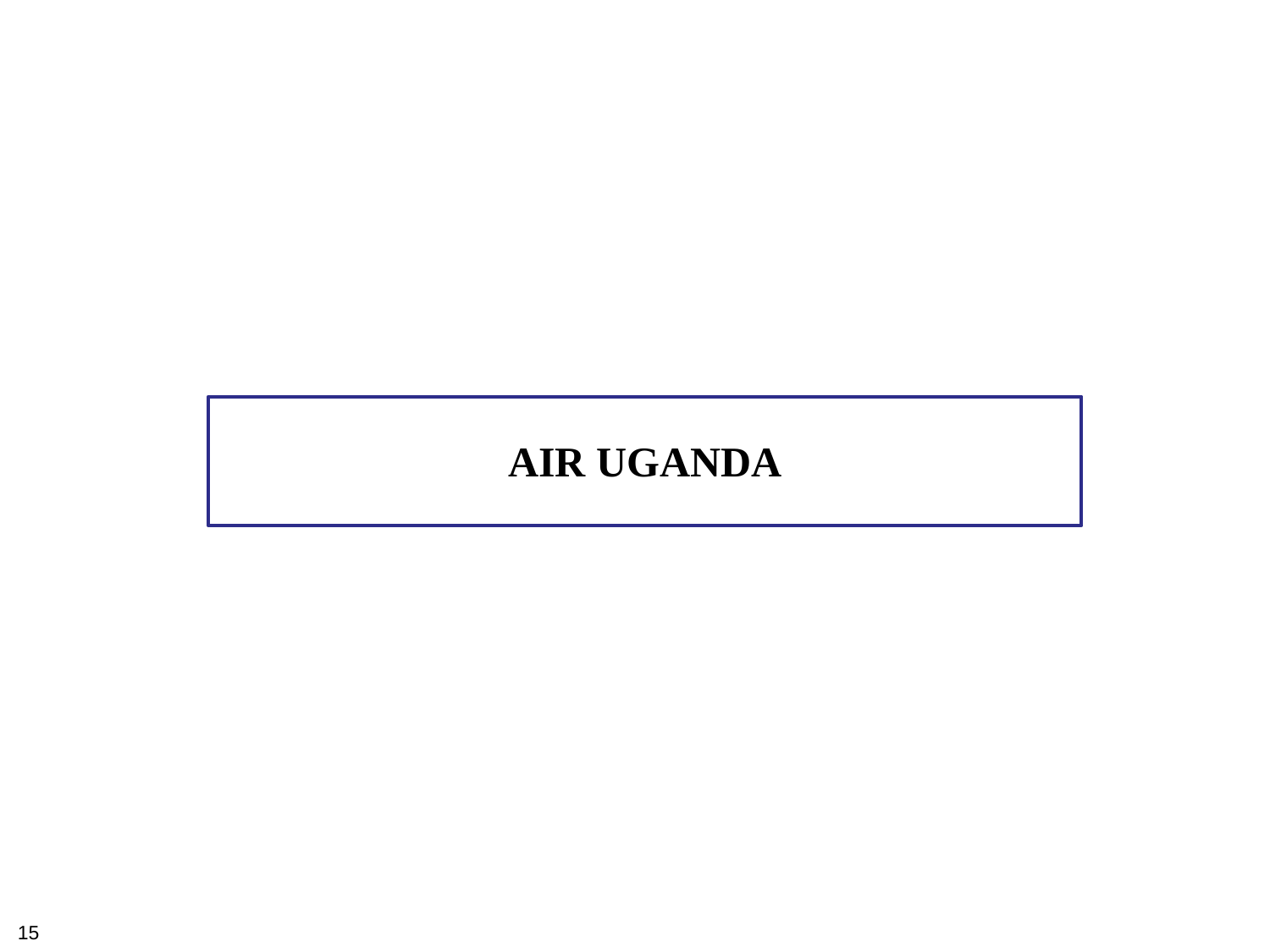# AIR UGANDA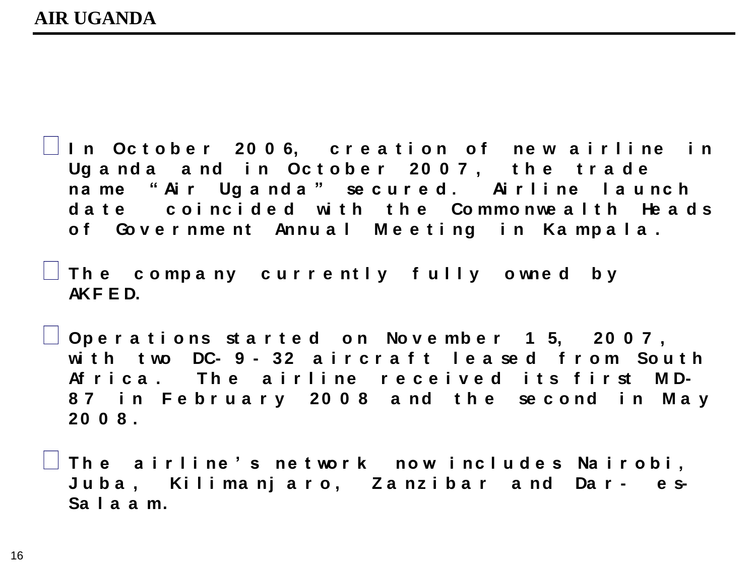# AIR UGANDA

- In October 2006, creation of new airline in Uganda and in October 2007, the trade name "Air Uganda" secured. Airline launch date coincided with the Commonwealth Heads of Government Annual Meeting in Kampala.

- The company currently fully owned by AKFED.

- Operations started on November 15, 2007, with two DC-9-32 aircraft leased from South Africa. The airline received its first MD-87 in February 2008 and the second in May 2008.

- The airline's network now includes Nairobi, Juba, Kilimanjaro, Zanzibar and Dar-es-Salaam.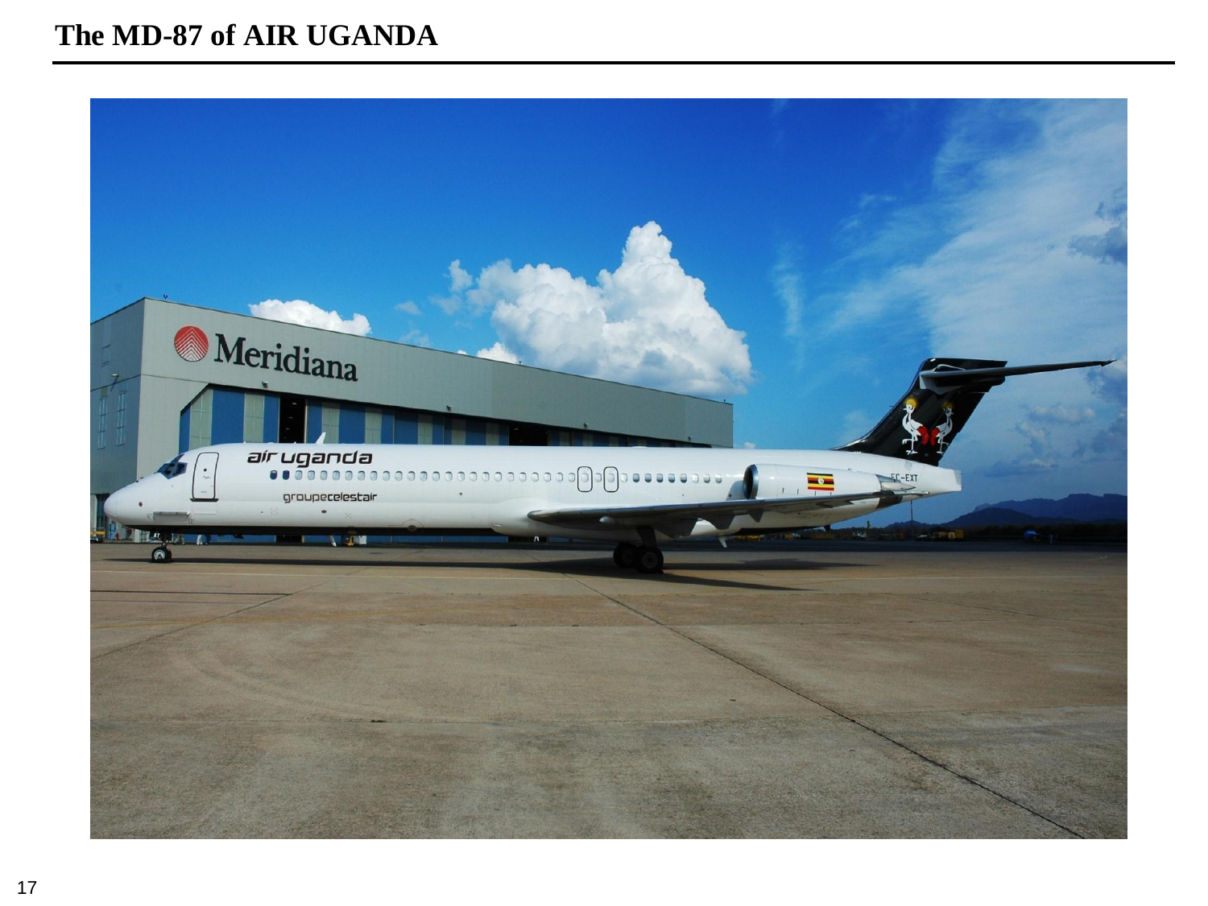# The MD-87 of AIR UGANDA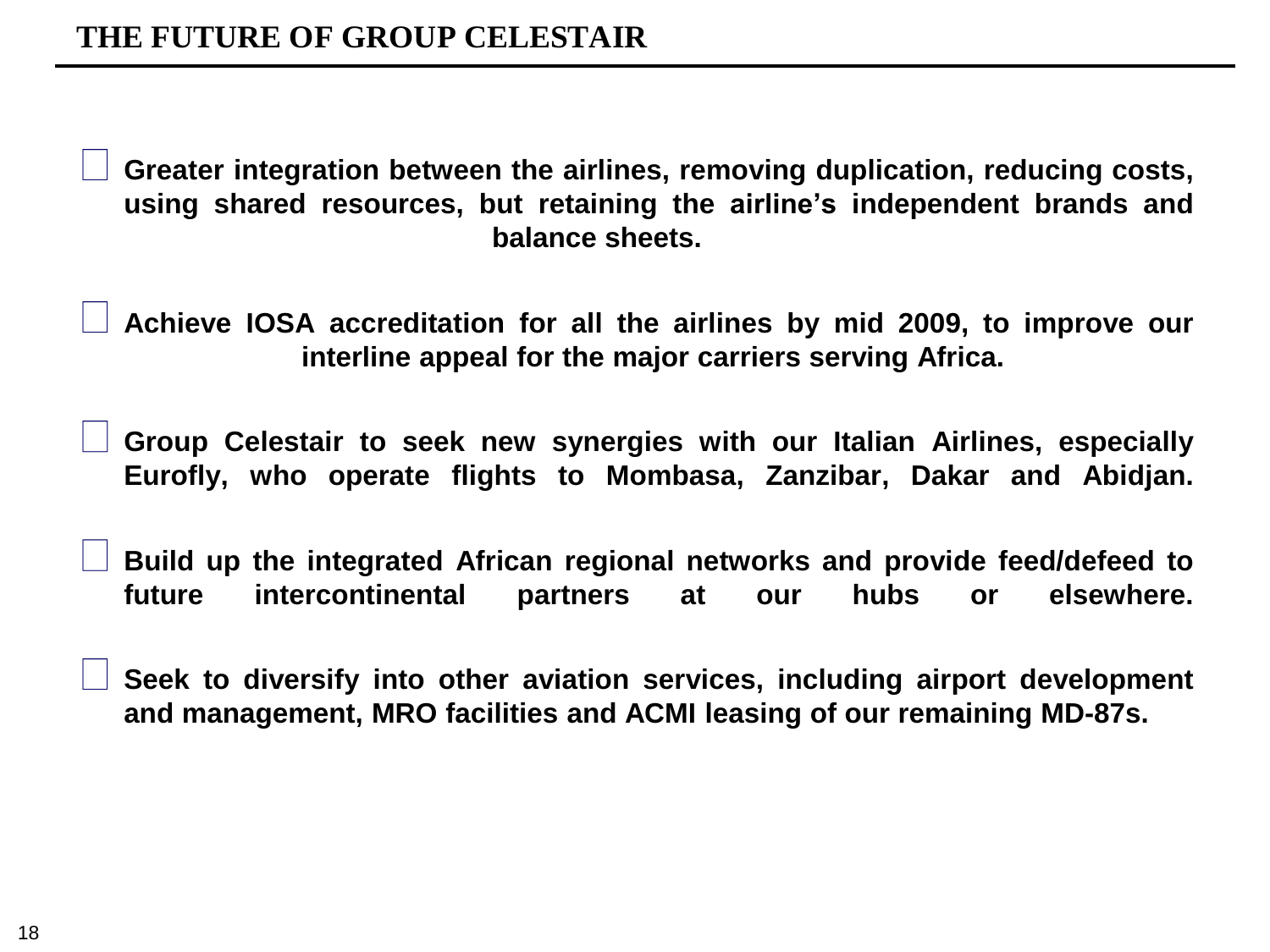# THE FUTURE OF GROUP CELESTAIR

- **Greater integration between the airlines, removing duplication, reducing costs, using shared resources, but retaining the airline's independent brands and balance sheets.**

- **Achieve IOSA accreditation for all the airlines by mid 2009, to improve our interline appeal for the major carriers serving Africa.**

- **Group Celestair to seek new synergies with our Italian Airlines, especially Eurofly, who operate flights to Mombasa, Zanzibar, Dakar and Abidjan.**

- **Build up the integrated African regional networks and provide feed/defeed to future intercontinental partners at our hubs or elsewhere.**

- **Seek to diversify into other aviation services, including airport development and management, MRO facilities and ACMI leasing of our remaining MD-87s.**